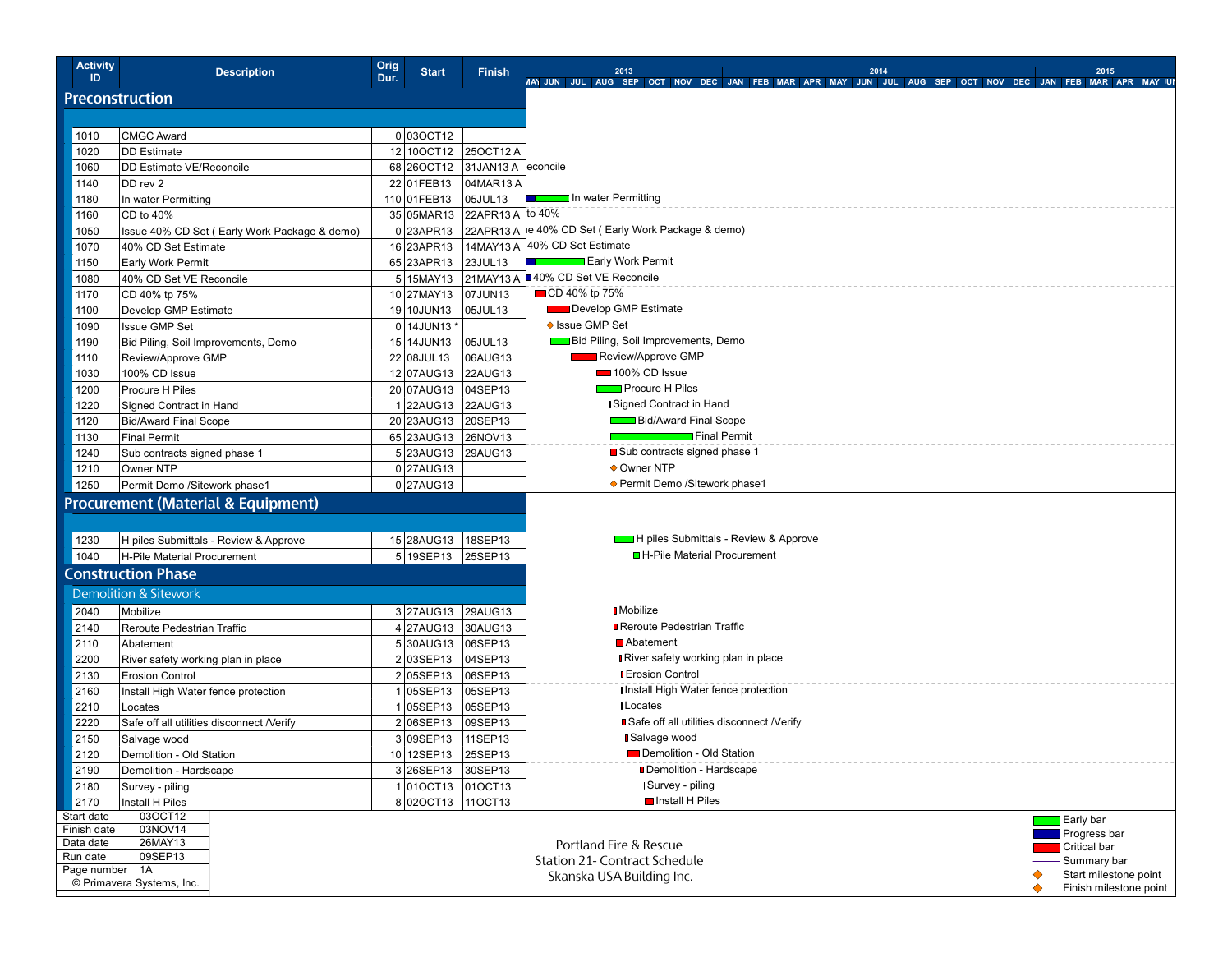| Activity ID | Description | Orig Dur. | Start | Finish |
|---|---|---|---|---|
| **Preconstruction** | | | | |
| 1010 | CMGC Award | 0 | 03OCT12 | |
| 1020 | DD Estimate | 12 | 10OCT12 | 25OCT12 A |
| 1060 | DD Estimate VE/Reconcile | 68 | 26OCT12 | 31JAN13 A |
| 1140 | DD rev 2 | 22 | 01FEB13 | 04MAR13 A |
| 1180 | In water Permitting | 110 | 01FEB13 | 05JUL13 |
| 1160 | CD to 40% | 35 | 05MAR13 | 22APR13 A |
| 1050 | Issue 40% CD Set ( Early Work Package & demo) | 0 | 23APR13 | 22APR13 A |
| 1070 | 40% CD Set Estimate | 16 | 23APR13 | 14MAY13 A |
| 1150 | Early Work Permit | 65 | 23APR13 | 23JUL13 |
| 1080 | 40% CD Set VE Reconcile | 5 | 15MAY13 | 21MAY13 A |
| 1170 | CD 40% tp 75% | 10 | 27MAY13 | 07JUN13 |
| 1100 | Develop GMP Estimate | 19 | 10JUN13 | 05JUL13 |
| 1090 | Issue GMP Set | 0 | 14JUN13 * | |
| 1190 | Bid Piling, Soil Improvements, Demo | 15 | 14JUN13 | 05JUL13 |
| 1110 | Review/Approve GMP | 22 | 08JUL13 | 06AUG13 |
| 1030 | 100% CD Issue | 12 | 07AUG13 | 22AUG13 |
| 1200 | Procure H Piles | 20 | 07AUG13 | 04SEP13 |
| 1220 | Signed Contract in Hand | 1 | 22AUG13 | 22AUG13 |
| 1120 | Bid/Award Final Scope | 20 | 23AUG13 | 20SEP13 |
| 1130 | Final Permit | 65 | 23AUG13 | 26NOV13 |
| 1240 | Sub contracts signed phase 1 | 5 | 23AUG13 | 29AUG13 |
| 1210 | Owner NTP | 0 | 27AUG13 | |
| 1250 | Permit Demo /Sitework phase1 | 0 | 27AUG13 | |
| **Procurement (Material & Equipment)** | | | | |
| 1230 | H piles Submittals - Review & Approve | 15 | 28AUG13 | 18SEP13 |
| 1040 | H-Pile Material Procurement | 5 | 19SEP13 | 25SEP13 |
| **Construction Phase** | | | | |
| *Demolition & Sitework* | | | | |
| 2040 | Mobilize | 3 | 27AUG13 | 29AUG13 |
| 2140 | Reroute Pedestrian Traffic | 4 | 27AUG13 | 30AUG13 |
| 2110 | Abatement | 5 | 30AUG13 | 06SEP13 |
| 2200 | River safety working plan in place | 2 | 03SEP13 | 04SEP13 |
| 2130 | Erosion Control | 2 | 05SEP13 | 06SEP13 |
| 2160 | Install High Water fence protection | 1 | 05SEP13 | 05SEP13 |
| 2210 | Locates | 1 | 05SEP13 | 05SEP13 |
| 2220 | Safe off all utilities disconnect /Verify | 2 | 06SEP13 | 09SEP13 |
| 2150 | Salvage wood | 3 | 09SEP13 | 11SEP13 |
| 2120 | Demolition - Old Station | 10 | 12SEP13 | 25SEP13 |
| 2190 | Demolition - Hardscape | 3 | 26SEP13 | 30SEP13 |
| 2180 | Survey - piling | 1 | 01OCT13 | 01OCT13 |
| 2170 | Install H Piles | 8 | 02OCT13 | 11OCT13 |

| | |
|---|---|
| Start date | 03OCT12 |
| Finish date | 03NOV14 |
| Data date | 26MAY13 |
| Run date | 09SEP13 |
| Page number | 1A |
| © Primavera Systems, Inc. | |

Portland Fire & Rescue
Station 21- Contract Schedule
Skanska USA Building Inc.

Legend: Early bar; Progress bar; Critical bar; Summary bar; Start milestone point; Finish milestone point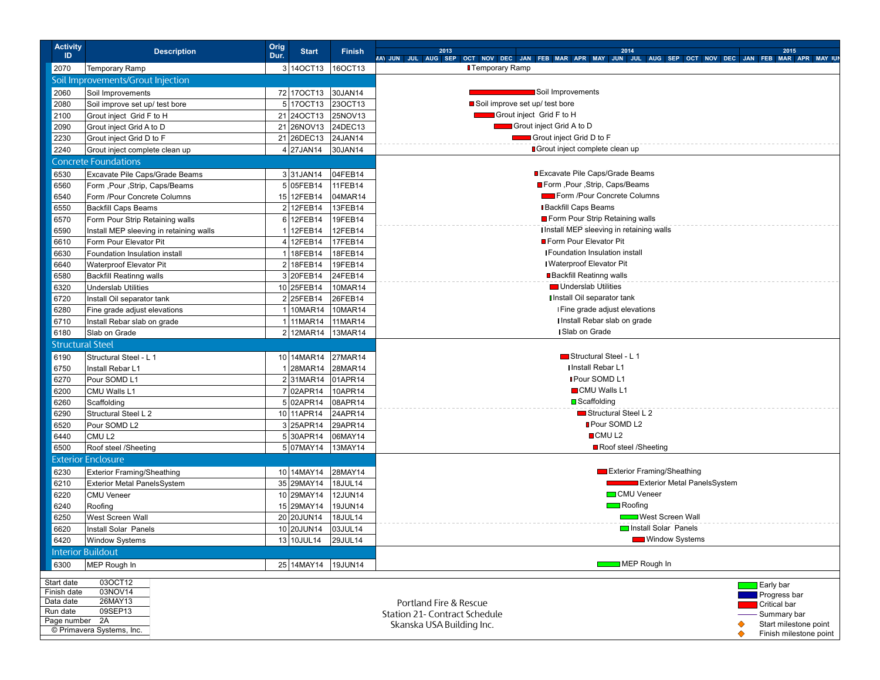| Activity ID | Description | Orig Dur. | Start | Finish |
|---|---|---|---|---|
| 2070 | Temporary Ramp | 3 | 14OCT13 | 16OCT13 |
| **Soil Improvements/Grout Injection** | | | | |
| 2060 | Soil Improvements | 72 | 17OCT13 | 30JAN14 |
| 2080 | Soil improve set up/ test bore | 5 | 17OCT13 | 23OCT13 |
| 2100 | Grout inject Grid F to H | 21 | 24OCT13 | 25NOV13 |
| 2090 | Grout inject Grid A to D | 21 | 26NOV13 | 24DEC13 |
| 2230 | Grout inject Grid D to F | 21 | 26DEC13 | 24JAN14 |
| 2240 | Grout inject complete clean up | 4 | 27JAN14 | 30JAN14 |
| **Concrete Foundations** | | | | |
| 6530 | Excavate Pile Caps/Grade Beams | 3 | 31JAN14 | 04FEB14 |
| 6560 | Form ,Pour ,Strip, Caps/Beams | 5 | 05FEB14 | 11FEB14 |
| 6540 | Form /Pour Concrete Columns | 15 | 12FEB14 | 04MAR14 |
| 6550 | Backfill Caps Beams | 2 | 12FEB14 | 13FEB14 |
| 6570 | Form Pour Strip Retaining walls | 6 | 12FEB14 | 19FEB14 |
| 6590 | Install MEP sleeving in retaining walls | 1 | 12FEB14 | 12FEB14 |
| 6610 | Form Pour Elevator Pit | 4 | 12FEB14 | 17FEB14 |
| 6630 | Foundation Insulation install | 1 | 18FEB14 | 18FEB14 |
| 6640 | Waterproof Elevator Pit | 2 | 18FEB14 | 19FEB14 |
| 6580 | Backfill Reatinng walls | 3 | 20FEB14 | 24FEB14 |
| 6320 | Underslab Utilities | 10 | 25FEB14 | 10MAR14 |
| 6720 | Install Oil separator tank | 2 | 25FEB14 | 26FEB14 |
| 6280 | Fine grade adjust elevations | 1 | 10MAR14 | 10MAR14 |
| 6710 | Install Rebar slab on grade | 1 | 11MAR14 | 11MAR14 |
| 6180 | Slab on Grade | 2 | 12MAR14 | 13MAR14 |
| **Structural Steel** | | | | |
| 6190 | Structural Steel - L 1 | 10 | 14MAR14 | 27MAR14 |
| 6750 | Install Rebar L1 | 1 | 28MAR14 | 28MAR14 |
| 6270 | Pour SOMD L1 | 2 | 31MAR14 | 01APR14 |
| 6200 | CMU Walls L1 | 7 | 02APR14 | 10APR14 |
| 6260 | Scaffolding | 5 | 02APR14 | 08APR14 |
| 6290 | Structural Steel L 2 | 10 | 11APR14 | 24APR14 |
| 6520 | Pour SOMD L2 | 3 | 25APR14 | 29APR14 |
| 6440 | CMU L2 | 5 | 30APR14 | 06MAY14 |
| 6500 | Roof steel /Sheeting | 5 | 07MAY14 | 13MAY14 |
| **Exterior Enclosure** | | | | |
| 6230 | Exterior Framing/Sheathing | 10 | 14MAY14 | 28MAY14 |
| 6210 | Exterior Metal PanelsSystem | 35 | 29MAY14 | 18JUL14 |
| 6220 | CMU Veneer | 10 | 29MAY14 | 12JUN14 |
| 6240 | Roofing | 15 | 29MAY14 | 19JUN14 |
| 6250 | West Screen Wall | 20 | 20JUN14 | 18JUL14 |
| 6620 | Install Solar Panels | 10 | 20JUN14 | 03JUL14 |
| 6420 | Window Systems | 13 | 10JUL14 | 29JUL14 |
| **Interior Buildout** | | | | |
| 6300 | MEP Rough In | 25 | 14MAY14 | 19JUN14 |

| | |
|---|---|
| Start date | 03OCT12 |
| Finish date | 03NOV14 |
| Data date | 26MAY13 |
| Run date | 09SEP13 |
| Page number | 2A |

© Primavera Systems, Inc.

Portland Fire & Rescue
Station 21- Contract Schedule
Skanska USA Building Inc.

Legend: Early bar; Progress bar; Critical bar; Summary bar; Start milestone point; Finish milestone point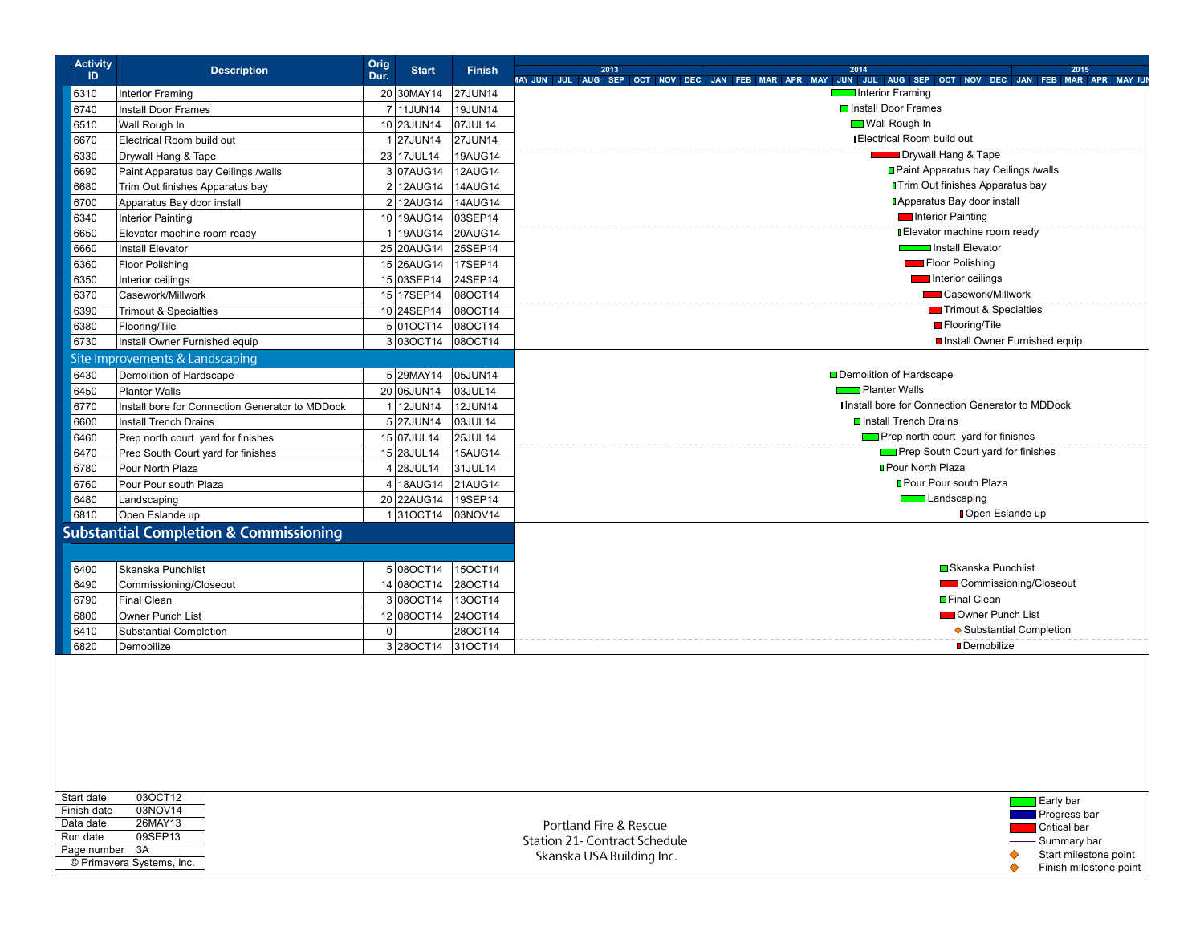| Activity ID | Description | Orig Dur. | Start | Finish |
|---|---|---|---|---|
| 6310 | Interior Framing | 20 | 30MAY14 | 27JUN14 |
| 6740 | Install Door Frames | 7 | 11JUN14 | 19JUN14 |
| 6510 | Wall Rough In | 10 | 23JUN14 | 07JUL14 |
| 6670 | Electrical Room build out | 1 | 27JUN14 | 27JUN14 |
| 6330 | Drywall Hang & Tape | 23 | 17JUL14 | 19AUG14 |
| 6690 | Paint Apparatus bay Ceilings /walls | 3 | 07AUG14 | 12AUG14 |
| 6680 | Trim Out finishes Apparatus bay | 2 | 12AUG14 | 14AUG14 |
| 6700 | Apparatus Bay door install | 2 | 12AUG14 | 14AUG14 |
| 6340 | Interior Painting | 10 | 19AUG14 | 03SEP14 |
| 6650 | Elevator machine room ready | 1 | 19AUG14 | 20AUG14 |
| 6660 | Install Elevator | 25 | 20AUG14 | 25SEP14 |
| 6360 | Floor Polishing | 15 | 26AUG14 | 17SEP14 |
| 6350 | Interior ceilings | 15 | 03SEP14 | 24SEP14 |
| 6370 | Casework/Millwork | 15 | 17SEP14 | 08OCT14 |
| 6390 | Trimout & Specialties | 10 | 24SEP14 | 08OCT14 |
| 6380 | Flooring/Tile | 5 | 01OCT14 | 08OCT14 |
| 6730 | Install Owner Furnished equip | 3 | 03OCT14 | 08OCT14 |
| **Site Improvements & Landscaping** | | | | |
| 6430 | Demolition of Hardscape | 5 | 29MAY14 | 05JUN14 |
| 6450 | Planter Walls | 20 | 06JUN14 | 03JUL14 |
| 6770 | Install bore for Connection Generator to MDDock | 1 | 12JUN14 | 12JUN14 |
| 6600 | Install Trench Drains | 5 | 27JUN14 | 03JUL14 |
| 6460 | Prep north court yard for finishes | 15 | 07JUL14 | 25JUL14 |
| 6470 | Prep South Court yard for finishes | 15 | 28JUL14 | 15AUG14 |
| 6780 | Pour North Plaza | 4 | 28JUL14 | 31JUL14 |
| 6760 | Pour Pour south Plaza | 4 | 18AUG14 | 21AUG14 |
| 6480 | Landscaping | 20 | 22AUG14 | 19SEP14 |
| 6810 | Open Eslande up | 1 | 31OCT14 | 03NOV14 |
| **Substantial Completion & Commissioning** | | | | |
| 6400 | Skanska Punchlist | 5 | 08OCT14 | 15OCT14 |
| 6490 | Commissioning/Closeout | 14 | 08OCT14 | 28OCT14 |
| 6790 | Final Clean | 3 | 08OCT14 | 13OCT14 |
| 6800 | Owner Punch List | 12 | 08OCT14 | 24OCT14 |
| 6410 | Substantial Completion | 0 | | 28OCT14 |
| 6820 | Demobilize | 3 | 28OCT14 | 31OCT14 |

| | |
|---|---|
| Start date | 03OCT12 |
| Finish date | 03NOV14 |
| Data date | 26MAY13 |
| Run date | 09SEP13 |
| Page number | 3A |

© Primavera Systems, Inc.

Portland Fire & Rescue
Station 21- Contract Schedule
Skanska USA Building Inc.

Early bar
Progress bar
Critical bar
Summary bar
Start milestone point
Finish milestone point